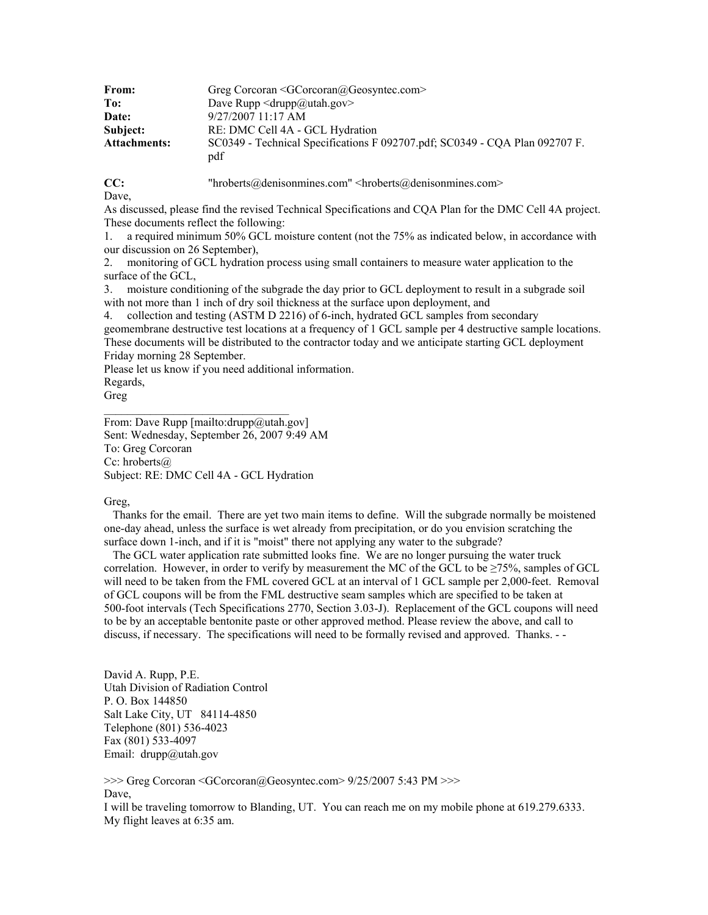| | |
|---|---|
| **From:** | Greg Corcoran <GCorcoran@Geosyntec.com> |
| **To:** | Dave Rupp <drupp@utah.gov> |
| **Date:** | 9/27/2007 11:17 AM |
| **Subject:** | RE: DMC Cell 4A - GCL Hydration |
| **Attachments:** | SC0349 - Technical Specifications F 092707.pdf; SC0349 - CQA Plan 092707 F.pdf |

**CC:** "hroberts@denisonmines.com" <hroberts@denisonmines.com>

Dave,

As discussed, please find the revised Technical Specifications and CQA Plan for the DMC Cell 4A project. These documents reflect the following:

1. a required minimum 50% GCL moisture content (not the 75% as indicated below, in accordance with our discussion on 26 September),
2. monitoring of GCL hydration process using small containers to measure water application to the surface of the GCL,
3. moisture conditioning of the subgrade the day prior to GCL deployment to result in a subgrade soil with not more than 1 inch of dry soil thickness at the surface upon deployment, and
4. collection and testing (ASTM D 2216) of 6-inch, hydrated GCL samples from secondary geomembrane destructive test locations at a frequency of 1 GCL sample per 4 destructive sample locations.

These documents will be distributed to the contractor today and we anticipate starting GCL deployment Friday morning 28 September.

Please let us know if you need additional information.

Regards,

Greg

---

From: Dave Rupp [mailto:drupp@utah.gov]
Sent: Wednesday, September 26, 2007 9:49 AM
To: Greg Corcoran
Cc: hroberts@
Subject: RE: DMC Cell 4A - GCL Hydration

Greg,

Thanks for the email. There are yet two main items to define. Will the subgrade normally be moistened one-day ahead, unless the surface is wet already from precipitation, or do you envision scratching the surface down 1-inch, and if it is "moist" there not applying any water to the subgrade?

The GCL water application rate submitted looks fine. We are no longer pursuing the water truck correlation. However, in order to verify by measurement the MC of the GCL to be ≥75%, samples of GCL will need to be taken from the FML covered GCL at an interval of 1 GCL sample per 2,000-feet. Removal of GCL coupons will be from the FML destructive seam samples which are specified to be taken at 500-foot intervals (Tech Specifications 2770, Section 3.03-J). Replacement of the GCL coupons will need to be by an acceptable bentonite paste or other approved method. Please review the above, and call to discuss, if necessary. The specifications will need to be formally revised and approved. Thanks. - -

David A. Rupp, P.E.
Utah Division of Radiation Control
P. O. Box 144850
Salt Lake City, UT 84114-4850
Telephone (801) 536-4023
Fax (801) 533-4097
Email: drupp@utah.gov

>>> Greg Corcoran <GCorcoran@Geosyntec.com> 9/25/2007 5:43 PM >>>

Dave,

I will be traveling tomorrow to Blanding, UT. You can reach me on my mobile phone at 619.279.6333. My flight leaves at 6:35 am.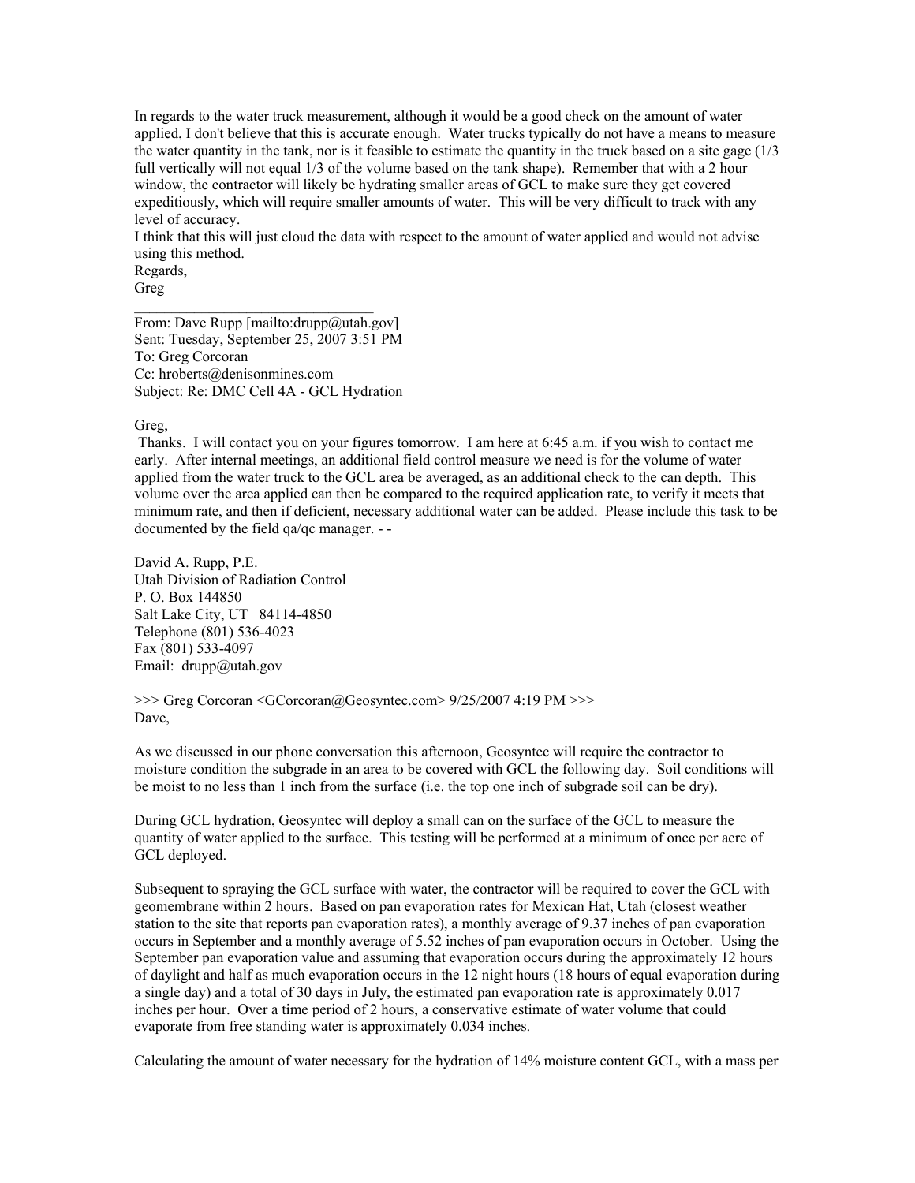In regards to the water truck measurement, although it would be a good check on the amount of water applied, I don't believe that this is accurate enough. Water trucks typically do not have a means to measure the water quantity in the tank, nor is it feasible to estimate the quantity in the truck based on a site gage (1/3 full vertically will not equal 1/3 of the volume based on the tank shape). Remember that with a 2 hour window, the contractor will likely be hydrating smaller areas of GCL to make sure they get covered expeditiously, which will require smaller amounts of water. This will be very difficult to track with any level of accuracy.

I think that this will just cloud the data with respect to the amount of water applied and would not advise using this method.

Regards,

Greg

---

From: Dave Rupp [mailto:drupp@utah.gov]
Sent: Tuesday, September 25, 2007 3:51 PM
To: Greg Corcoran
Cc: hroberts@denisonmines.com
Subject: Re: DMC Cell 4A - GCL Hydration

Greg,

Thanks. I will contact you on your figures tomorrow. I am here at 6:45 a.m. if you wish to contact me early. After internal meetings, an additional field control measure we need is for the volume of water applied from the water truck to the GCL area be averaged, as an additional check to the can depth. This volume over the area applied can then be compared to the required application rate, to verify it meets that minimum rate, and then if deficient, necessary additional water can be added. Please include this task to be documented by the field qa/qc manager. - -

David A. Rupp, P.E.
Utah Division of Radiation Control
P. O. Box 144850
Salt Lake City, UT 84114-4850
Telephone (801) 536-4023
Fax (801) 533-4097
Email: drupp@utah.gov

>>> Greg Corcoran <GCorcoran@Geosyntec.com> 9/25/2007 4:19 PM >>>
Dave,

As we discussed in our phone conversation this afternoon, Geosyntec will require the contractor to moisture condition the subgrade in an area to be covered with GCL the following day. Soil conditions will be moist to no less than 1 inch from the surface (i.e. the top one inch of subgrade soil can be dry).

During GCL hydration, Geosyntec will deploy a small can on the surface of the GCL to measure the quantity of water applied to the surface. This testing will be performed at a minimum of once per acre of GCL deployed.

Subsequent to spraying the GCL surface with water, the contractor will be required to cover the GCL with geomembrane within 2 hours. Based on pan evaporation rates for Mexican Hat, Utah (closest weather station to the site that reports pan evaporation rates), a monthly average of 9.37 inches of pan evaporation occurs in September and a monthly average of 5.52 inches of pan evaporation occurs in October. Using the September pan evaporation value and assuming that evaporation occurs during the approximately 12 hours of daylight and half as much evaporation occurs in the 12 night hours (18 hours of equal evaporation during a single day) and a total of 30 days in July, the estimated pan evaporation rate is approximately 0.017 inches per hour. Over a time period of 2 hours, a conservative estimate of water volume that could evaporate from free standing water is approximately 0.034 inches.

Calculating the amount of water necessary for the hydration of 14% moisture content GCL, with a mass per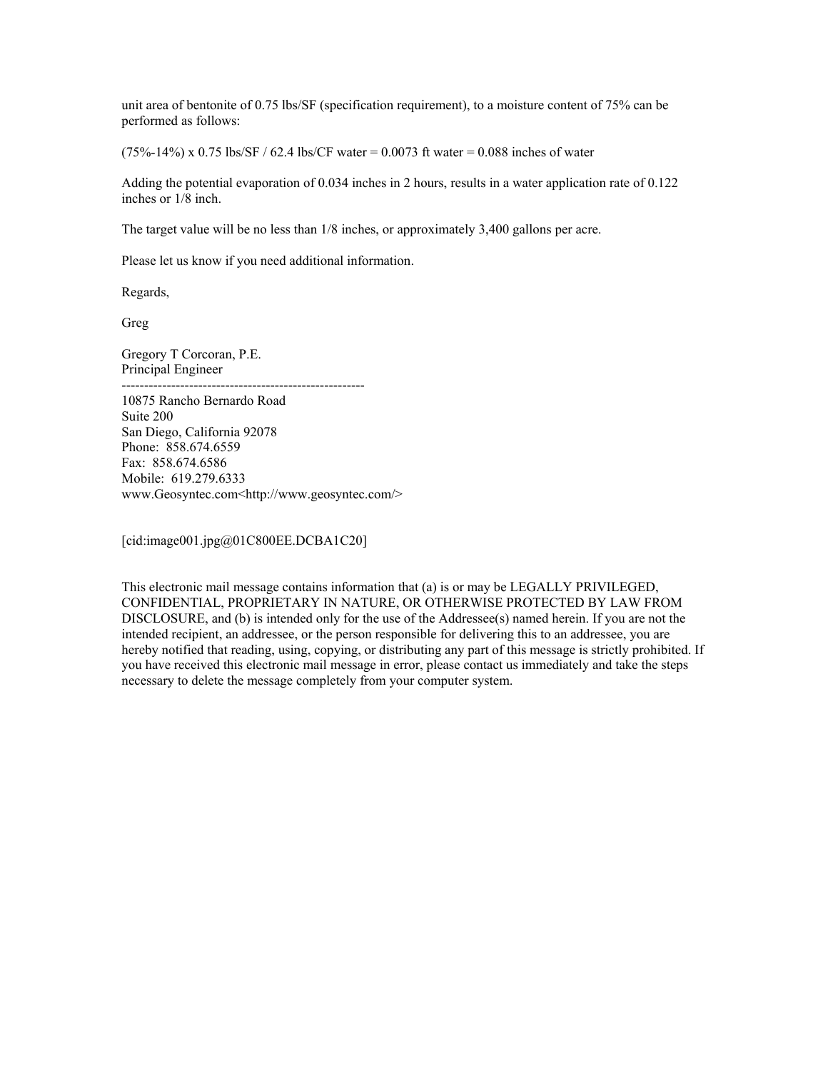unit area of bentonite of 0.75 lbs/SF (specification requirement), to a moisture content of 75% can be performed as follows:

(75%-14%) x 0.75 lbs/SF / 62.4 lbs/CF water = 0.0073 ft water = 0.088 inches of water

Adding the potential evaporation of 0.034 inches in 2 hours, results in a water application rate of 0.122 inches or 1/8 inch.

The target value will be no less than 1/8 inches, or approximately 3,400 gallons per acre.

Please let us know if you need additional information.

Regards,

Greg

Gregory T Corcoran, P.E.
Principal Engineer
------------------------------------------------------
10875 Rancho Bernardo Road
Suite 200
San Diego, California 92078
Phone: 858.674.6559
Fax: 858.674.6586
Mobile: 619.279.6333
www.Geosyntec.com<http://www.geosyntec.com/>

[cid:image001.jpg@01C800EE.DCBA1C20]

This electronic mail message contains information that (a) is or may be LEGALLY PRIVILEGED, CONFIDENTIAL, PROPRIETARY IN NATURE, OR OTHERWISE PROTECTED BY LAW FROM DISCLOSURE, and (b) is intended only for the use of the Addressee(s) named herein. If you are not the intended recipient, an addressee, or the person responsible for delivering this to an addressee, you are hereby notified that reading, using, copying, or distributing any part of this message is strictly prohibited. If you have received this electronic mail message in error, please contact us immediately and take the steps necessary to delete the message completely from your computer system.